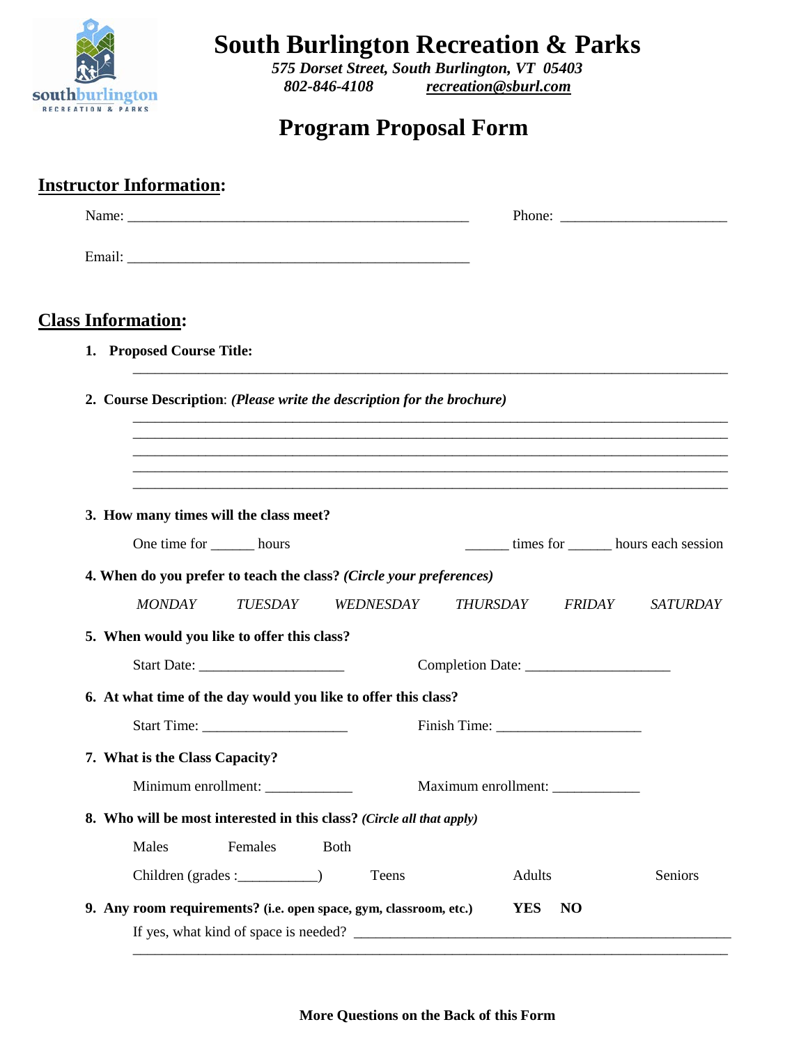# South Burlington Recreation & Parks

*575 Dorset Street, South Burlington, VT 05403*

*802-846-4108* *recreation@sburl.com*

## Program Proposal Form

## Instructor Information:

Name: _______________________________________________ Phone: ______________________

Email: _______________________________________________

## Class Information:

**1. Proposed Course Title:**

_______________________________________________________________________________

**2. Course Description**: ***(Please write the description for the brochure)***

_______________________________________________________________________________
_______________________________________________________________________________
_______________________________________________________________________________
_______________________________________________________________________________
_______________________________________________________________________________

**3. How many times will the class meet?**

One time for ______ hours ______ times for ______ hours each session

**4. When do you prefer to teach the class?** ***(Circle your preferences)***

*MONDAY* *TUESDAY* *WEDNESDAY* *THURSDAY* *FRIDAY* *SATURDAY*

**5. When would you like to offer this class?**

Start Date: ___________________ Completion Date: ___________________

**6. At what time of the day would you like to offer this class?**

Start Time: ___________________ Finish Time: ___________________

**7. What is the Class Capacity?**

Minimum enrollment: ___________ Maximum enrollment: ___________

**8. Who will be most interested in this class?** ***(Circle all that apply)***

Males Females Both

Children (grades :___________) Teens Adults Seniors

**9. Any room requirements? (i.e. open space, gym, classroom, etc.) YES NO**

If yes, what kind of space is needed? _______________________________________________

_______________________________________________________________________________

**More Questions on the Back of this Form**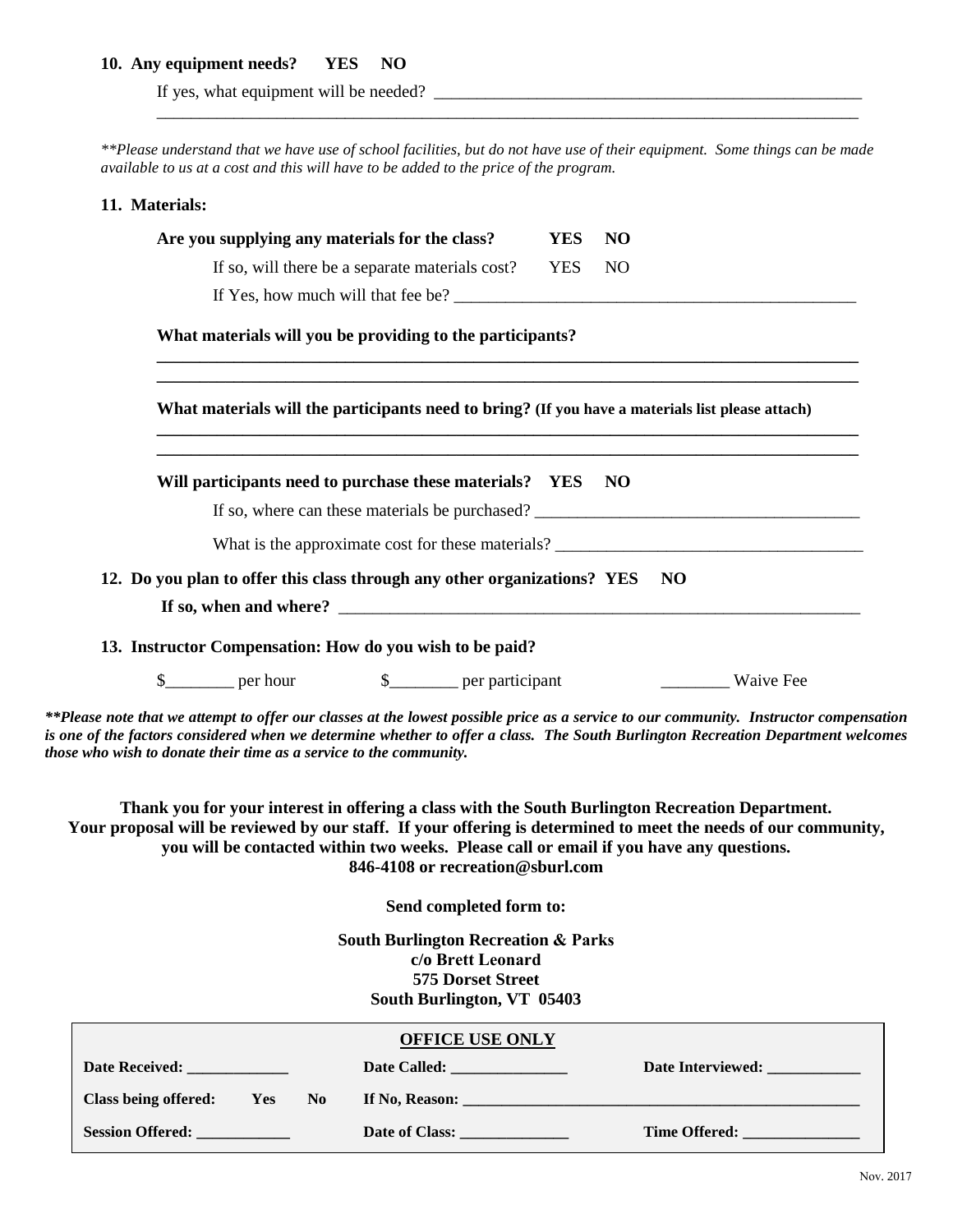**10. Any equipment needs? YES NO**

If yes, what equipment will be needed? ___________________________________________________

_________________________________________________________________________________________

*\*\*Please understand that we have use of school facilities, but do not have use of their equipment. Some things can be made available to us at a cost and this will have to be added to the price of the program.*

**11. Materials:**

**Are you supplying any materials for the class? YES NO**

If so, will there be a separate materials cost? YES NO

If Yes, how much will that fee be? _______________________________________________

**What materials will you be providing to the participants?**

_________________________________________________________________________________________

_________________________________________________________________________________________

**What materials will the participants need to bring? (If you have a materials list please attach)**

_________________________________________________________________________________________

_________________________________________________________________________________________

**Will participants need to purchase these materials? YES NO**

If so, where can these materials be purchased? _______________________________________

What is the approximate cost for these materials? _____________________________________

**12. Do you plan to offer this class through any other organizations? YES NO**

**If so, when and where?** _________________________________________________________________

**13. Instructor Compensation: How do you wish to be paid?**

$________ per hour     $________ per participant     ________ Waive Fee

***\*\*Please note that we attempt to offer our classes at the lowest possible price as a service to our community. Instructor compensation is one of the factors considered when we determine whether to offer a class. The South Burlington Recreation Department welcomes those who wish to donate their time as a service to the community.***

**Thank you for your interest in offering a class with the South Burlington Recreation Department.
Your proposal will be reviewed by our staff. If your offering is determined to meet the needs of our community, you will be contacted within two weeks. Please call or email if you have any questions.
846-4108 or recreation@sburl.com**

**Send completed form to:**

**South Burlington Recreation & Parks
c/o Brett Leonard
575 Dorset Street
South Burlington, VT 05403**

**OFFICE USE ONLY**

| | | |
|---|---|---|
| **Date Received:** ____________ | **Date Called:** ______________ | **Date Interviewed:** ____________ |
| **Class being offered: Yes No** | **If No, Reason:** ______________________________ | |
| **Session Offered:** ___________ | **Date of Class:** _____________ | **Time Offered:** ______________ |

Nov. 2017